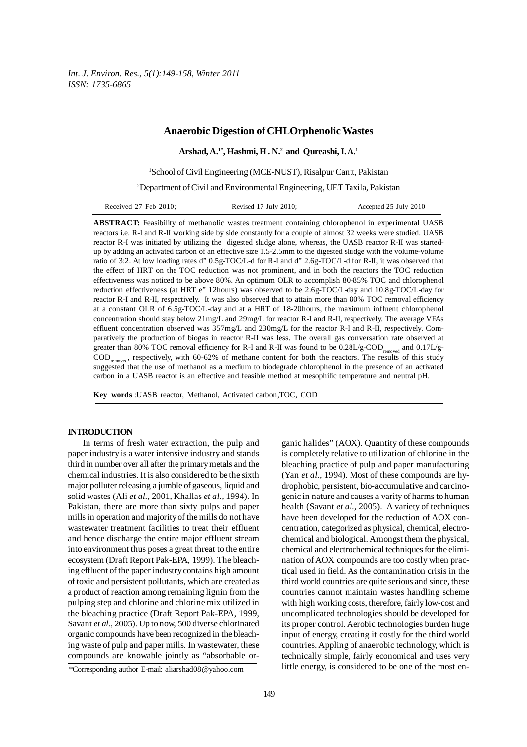# Anaerobic Digestion of CHLOrphenolic Wastes

**Arshad, A.[1*], Hashmi, H. N.[2] and Qureashi, I. A.[1]**

[1]School of Civil Engineering (MCE-NUST), Risalpur Cantt, Pakistan

[2]Department of Civil and Environmental Engineering, UET Taxila, Pakistan

Received 27 Feb 2010; Revised 17 July 2010; Accepted 25 July 2010

**ABSTRACT:** Feasibility of methanolic wastes treatment containing chlorophenol in experimental UASB reactors i.e. R-I and R-II working side by side constantly for a couple of almost 32 weeks were studied. UASB reactor R-I was initiated by utilizing the digested sludge alone, whereas, the UASB reactor R-II was started-up by adding an activated carbon of an effective size 1.5-2.5mm to the digested sludge with the volume-volume ratio of 3:2. At low loading rates d" 0.5g-TOC/L-d for R-I and d" 2.6g-TOC/L-d for R-II, it was observed that the effect of HRT on the TOC reduction was not prominent, and in both the reactors the TOC reduction effectiveness was noticed to be above 80%. An optimum OLR to accomplish 80-85% TOC and chlorophenol reduction effectiveness (at HRT e" 12hours) was observed to be 2.6g-TOC/L-day and 10.8g-TOC/L-day for reactor R-I and R-II, respectively. It was also observed that to attain more than 80% TOC removal efficiency at a constant OLR of 6.5g-TOC/L-day and at a HRT of 18-20hours, the maximum influent chlorophenol concentration should stay below 21mg/L and 29mg/L for reactor R-I and R-II, respectively. The average VFAs effluent concentration observed was 357mg/L and 230mg/L for the reactor R-I and R-II, respectively. Comparatively the production of biogas in reactor R-II was less. The overall gas conversation rate observed at greater than 80% TOC removal efficiency for R-I and R-II was found to be 0.28L/g-$COD_{removed}$ and 0.17L/g-$COD_{removed}$, respectively, with 60-62% of methane content for both the reactors. The results of this study suggested that the use of methanol as a medium to biodegrade chlorophenol in the presence of an activated carbon in a UASB reactor is an effective and feasible method at mesophilic temperature and neutral pH.

**Key words** :UASB reactor, Methanol, Activated carbon,TOC, COD

## INTRODUCTION

In terms of fresh water extraction, the pulp and paper industry is a water intensive industry and stands third in number over all after the primary metals and the chemical industries. It is also considered to be the sixth major polluter releasing a jumble of gaseous, liquid and solid wastes (Ali *et al.*, 2001, Khallas *et al.*, 1994). In Pakistan, there are more than sixty pulps and paper mills in operation and majority of the mills do not have wastewater treatment facilities to treat their effluent and hence discharge the entire major effluent stream into environment thus poses a great threat to the entire ecosystem (Draft Report Pak-EPA, 1999). The bleaching effluent of the paper industry contains high amount of toxic and persistent pollutants, which are created as a product of reaction among remaining lignin from the pulping step and chlorine and chlorine mix utilized in the bleaching practice (Draft Report Pak-EPA, 1999, Savant *et al.*, 2005). Up to now, 500 diverse chlorinated organic compounds have been recognized in the bleaching waste of pulp and paper mills. In wastewater, these compounds are knowable jointly as "absorbable organic halides" (AOX). Quantity of these compounds is completely relative to utilization of chlorine in the bleaching practice of pulp and paper manufacturing (Yan *et al.*, 1994). Most of these compounds are hydrophobic, persistent, bio-accumulative and carcinogenic in nature and causes a varity of harms to human health (Savant *et al.*, 2005). A variety of techniques have been developed for the reduction of AOX concentration, categorized as physical, chemical, electrochemical and biological. Amongst them the physical, chemical and electrochemical techniques for the elimination of AOX compounds are too costly when practical used in field. As the contamination crisis in the third world countries are quite serious and since, these countries cannot maintain wastes handling scheme with high working costs, therefore, fairly low-cost and uncomplicated technologies should be developed for its proper control. Aerobic technologies burden huge input of energy, creating it costly for the third world countries. Appling of anaerobic technology, which is technically simple, fairly economical and uses very little energy, is considered to be one of the most en-

*Corresponding author E-mail: aliarshad08@yahoo.com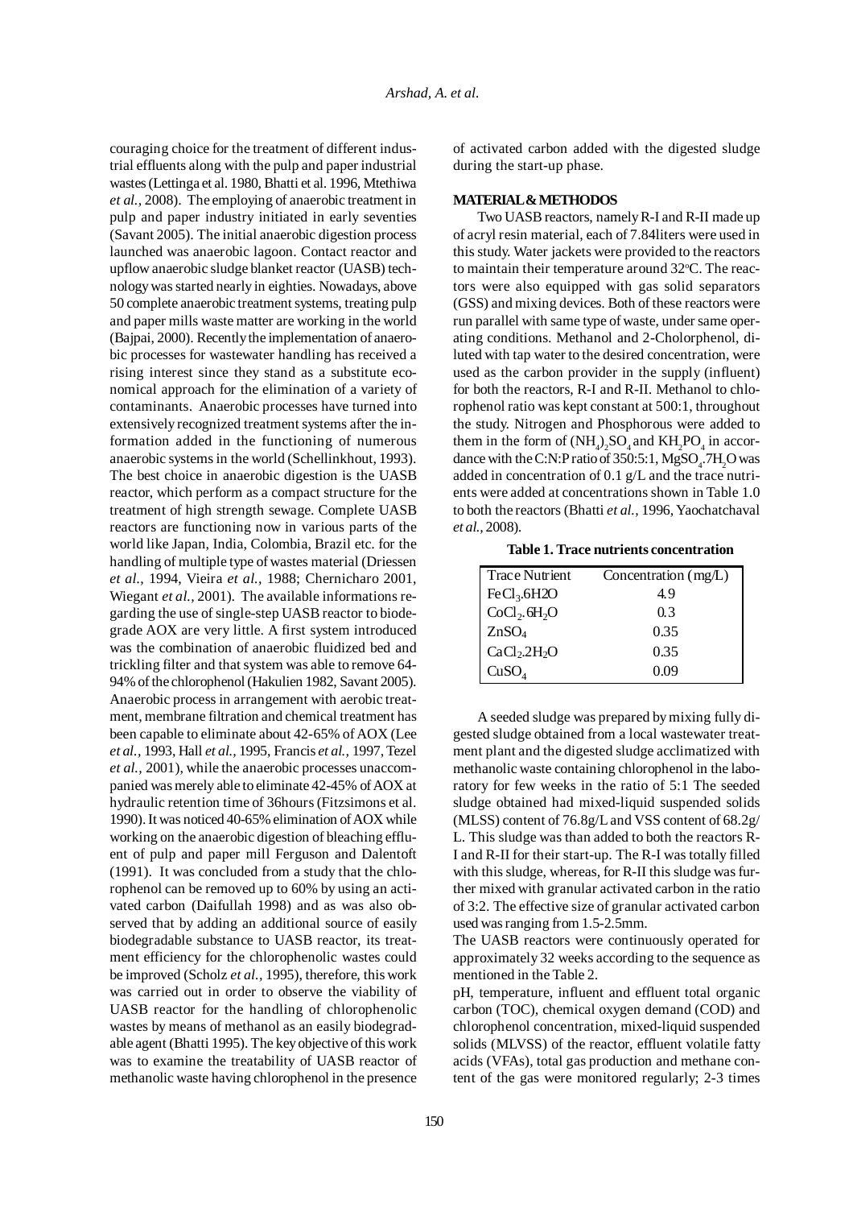couraging choice for the treatment of different industrial effluents along with the pulp and paper industrial wastes (Lettinga et al. 1980, Bhatti et al. 1996, Mtethiwa *et al.*, 2008). The employing of anaerobic treatment in pulp and paper industry initiated in early seventies (Savant 2005). The initial anaerobic digestion process launched was anaerobic lagoon. Contact reactor and upflow anaerobic sludge blanket reactor (UASB) technology was started nearly in eighties. Nowadays, above 50 complete anaerobic treatment systems, treating pulp and paper mills waste matter are working in the world (Bajpai, 2000). Recently the implementation of anaerobic processes for wastewater handling has received a rising interest since they stand as a substitute economical approach for the elimination of a variety of contaminants. Anaerobic processes have turned into extensively recognized treatment systems after the information added in the functioning of numerous anaerobic systems in the world (Schellinkhout, 1993). The best choice in anaerobic digestion is the UASB reactor, which perform as a compact structure for the treatment of high strength sewage. Complete UASB reactors are functioning now in various parts of the world like Japan, India, Colombia, Brazil etc. for the handling of multiple type of wastes material (Driessen *et al.*, 1994, Vieira *et al.*, 1988; Chernicharo 2001, Wiegant *et al.*, 2001). The available informations regarding the use of single-step UASB reactor to biodegrade AOX are very little. A first system introduced was the combination of anaerobic fluidized bed and trickling filter and that system was able to remove 64-94% of the chlorophenol (Hakulien 1982, Savant 2005). Anaerobic process in arrangement with aerobic treatment, membrane filtration and chemical treatment has been capable to eliminate about 42-65% of AOX (Lee *et al.*, 1993, Hall *et al.*, 1995, Francis *et al.*, 1997, Tezel *et al.*, 2001), while the anaerobic processes unaccompanied was merely able to eliminate 42-45% of AOX at hydraulic retention time of 36hours (Fitzsimons et al. 1990). It was noticed 40-65% elimination of AOX while working on the anaerobic digestion of bleaching effluent of pulp and paper mill Ferguson and Dalentoft (1991). It was concluded from a study that the chlorophenol can be removed up to 60% by using an activated carbon (Daifullah 1998) and as was also observed that by adding an additional source of easily biodegradable substance to UASB reactor, its treatment efficiency for the chlorophenolic wastes could be improved (Scholz *et al.*, 1995), therefore, this work was carried out in order to observe the viability of UASB reactor for the handling of chlorophenolic wastes by means of methanol as an easily biodegradable agent (Bhatti 1995). The key objective of this work was to examine the treatability of UASB reactor of methanolic waste having chlorophenol in the presence of activated carbon added with the digested sludge during the start-up phase.

## MATERIAL & METHODOS

Two UASB reactors, namely R-I and R-II made up of acryl resin material, each of 7.84liters were used in this study. Water jackets were provided to the reactors to maintain their temperature around 32°C. The reactors were also equipped with gas solid separators (GSS) and mixing devices. Both of these reactors were run parallel with same type of waste, under same operating conditions. Methanol and 2-Cholorphenol, diluted with tap water to the desired concentration, were used as the carbon provider in the supply (influent) for both the reactors, R-I and R-II. Methanol to chlorophenol ratio was kept constant at 500:1, throughout the study. Nitrogen and Phosphorous were added to them in the form of $(NH_4)_2SO_4$ and $KH_2PO_4$ in accordance with the C:N:P ratio of 350:5:1, $MgSO_4.7H_2O$ was added in concentration of 0.1 g/L and the trace nutrients were added at concentrations shown in Table 1.0 to both the reactors (Bhatti *et al.*, 1996, Yaochatchaval *et al.*, 2008).

**Table 1. Trace nutrients concentration**

| Trace Nutrient | Concentration (mg/L) |
|---|---|
| $FeCl_3.6H2O$ | 4.9 |
| $CoCl_2.6H_2O$ | 0.3 |
| $ZnSO_4$ | 0.35 |
| $CaCl_2.2H_2O$ | 0.35 |
| $CuSO_4$ | 0.09 |

A seeded sludge was prepared by mixing fully digested sludge obtained from a local wastewater treatment plant and the digested sludge acclimatized with methanolic waste containing chlorophenol in the laboratory for few weeks in the ratio of 5:1 The seeded sludge obtained had mixed-liquid suspended solids (MLSS) content of 76.8g/L and VSS content of 68.2g/L. This sludge was than added to both the reactors R-I and R-II for their start-up. The R-I was totally filled with this sludge, whereas, for R-II this sludge was further mixed with granular activated carbon in the ratio of 3:2. The effective size of granular activated carbon used was ranging from 1.5-2.5mm.

The UASB reactors were continuously operated for approximately 32 weeks according to the sequence as mentioned in the Table 2.

pH, temperature, influent and effluent total organic carbon (TOC), chemical oxygen demand (COD) and chlorophenol concentration, mixed-liquid suspended solids (MLVSS) of the reactor, effluent volatile fatty acids (VFAs), total gas production and methane content of the gas were monitored regularly; 2-3 times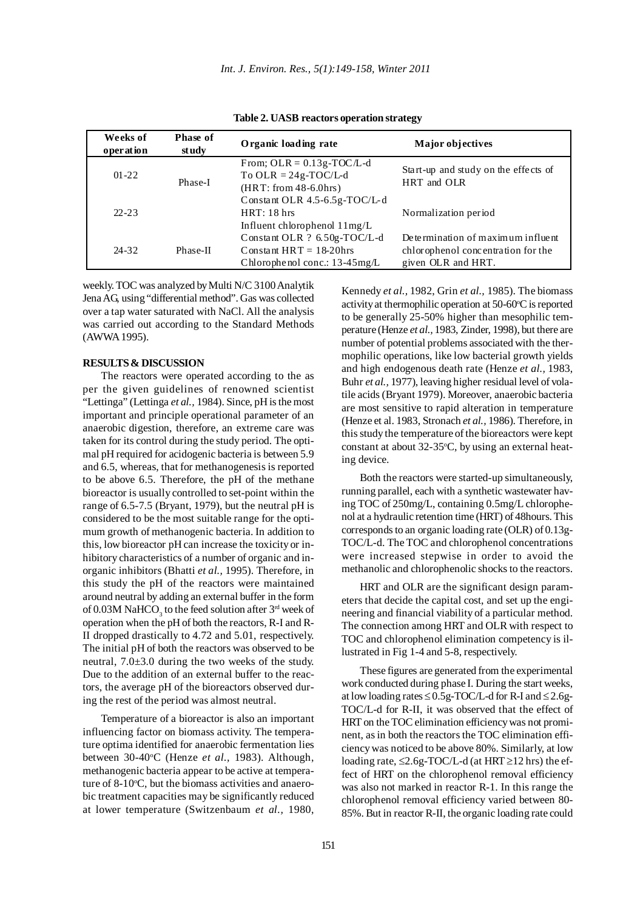**Table 2. UASB reactors operation strategy**

| Weeks of operation | Phase of study | Organic loading rate | Major objectives |
|---|---|---|---|
| 01-22 | Phase-I | From; OLR = 0.13g-TOC/L-d<br>To OLR = 24g-TOC/L-d<br>(HRT: from 48-6.0hrs) | Start-up and study on the effects of HRT and OLR |
| 22-23 | | Constant OLR 4.5-6.5g-TOC/L-d<br>HRT: 18 hrs<br>Influent chlorophenol 11mg/L | Normalization period |
| 24-32 | Phase-II | Constant OLR ? 6.50g-TOC/L-d<br>Constant HRT = 18-20hrs<br>Chlorophenol conc.: 13-45mg/L | Determination of maximum influent chlorophenol concentration for the given OLR and HRT. |

weekly. TOC was analyzed by Multi N/C 3100 Analytik Jena AG, using "differential method". Gas was collected over a tap water saturated with NaCl. All the analysis was carried out according to the Standard Methods (AWWA 1995).

## RESULTS & DISCUSSION

The reactors were operated according to the as per the given guidelines of renowned scientist "Lettinga" (Lettinga *et al.*, 1984). Since, pH is the most important and principle operational parameter of an anaerobic digestion, therefore, an extreme care was taken for its control during the study period. The optimal pH required for acidogenic bacteria is between 5.9 and 6.5, whereas, that for methanogenesis is reported to be above 6.5. Therefore, the pH of the methane bioreactor is usually controlled to set-point within the range of 6.5-7.5 (Bryant, 1979), but the neutral pH is considered to be the most suitable range for the optimum growth of methanogenic bacteria. In addition to this, low bioreactor pH can increase the toxicity or inhibitory characteristics of a number of organic and inorganic inhibitors (Bhatti *et al.*, 1995). Therefore, in this study the pH of the reactors were maintained around neutral by adding an external buffer in the form of 0.03M $NaHCO_3$ to the feed solution after 3rd week of operation when the pH of both the reactors, R-I and R-II dropped drastically to 4.72 and 5.01, respectively. The initial pH of both the reactors was observed to be neutral, 7.0±3.0 during the two weeks of the study. Due to the addition of an external buffer to the reactors, the average pH of the bioreactors observed during the rest of the period was almost neutral.

Temperature of a bioreactor is also an important influencing factor on biomass activity. The temperature optima identified for anaerobic fermentation lies between 30-40°C (Henze *et al.*, 1983). Although, methanogenic bacteria appear to be active at temperature of 8-10°C, but the biomass activities and anaerobic treatment capacities may be significantly reduced at lower temperature (Switzenbaum *et al.*, 1980, Kennedy *et al.*, 1982, Grin *et al.*, 1985). The biomass activity at thermophilic operation at 50-60°C is reported to be generally 25-50% higher than mesophilic temperature (Henze *et al.*, 1983, Zinder, 1998), but there are number of potential problems associated with the thermophilic operations, like low bacterial growth yields and high endogenous death rate (Henze *et al.*, 1983, Buhr *et al.*, 1977), leaving higher residual level of volatile acids (Bryant 1979). Moreover, anaerobic bacteria are most sensitive to rapid alteration in temperature (Henze et al. 1983, Stronach *et al.*, 1986). Therefore, in this study the temperature of the bioreactors were kept constant at about 32-35°C, by using an external heating device.

Both the reactors were started-up simultaneously, running parallel, each with a synthetic wastewater having TOC of 250mg/L, containing 0.5mg/L chlorophenol at a hydraulic retention time (HRT) of 48hours. This corresponds to an organic loading rate (OLR) of 0.13g-TOC/L-d. The TOC and chlorophenol concentrations were increased stepwise in order to avoid the methanolic and chlorophenolic shocks to the reactors.

HRT and OLR are the significant design parameters that decide the capital cost, and set up the engineering and financial viability of a particular method. The connection among HRT and OLR with respect to TOC and chlorophenol elimination competency is illustrated in Fig 1-4 and 5-8, respectively.

These figures are generated from the experimental work conducted during phase I. During the start weeks, at low loading rates ≤ 0.5g-TOC/L-d for R-I and ≤ 2.6g-TOC/L-d for R-II, it was observed that the effect of HRT on the TOC elimination efficiency was not prominent, as in both the reactors the TOC elimination efficiency was noticed to be above 80%. Similarly, at low loading rate, ≤2.6g-TOC/L-d (at HRT ≥12 hrs) the effect of HRT on the chlorophenol removal efficiency was also not marked in reactor R-1. In this range the chlorophenol removal efficiency varied between 80-85%. But in reactor R-II, the organic loading rate could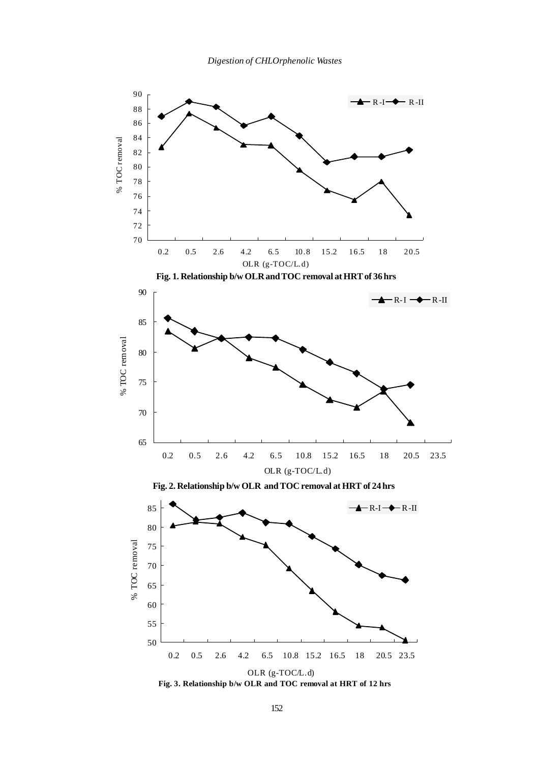Fig. 1. Relationship b/w OLR and TOC removal at HRT of 36 hrs

Fig. 2. Relationship b/w OLR and TOC removal at HRT of 24 hrs

Fig. 3. Relationship b/w OLR and TOC removal at HRT of 12 hrs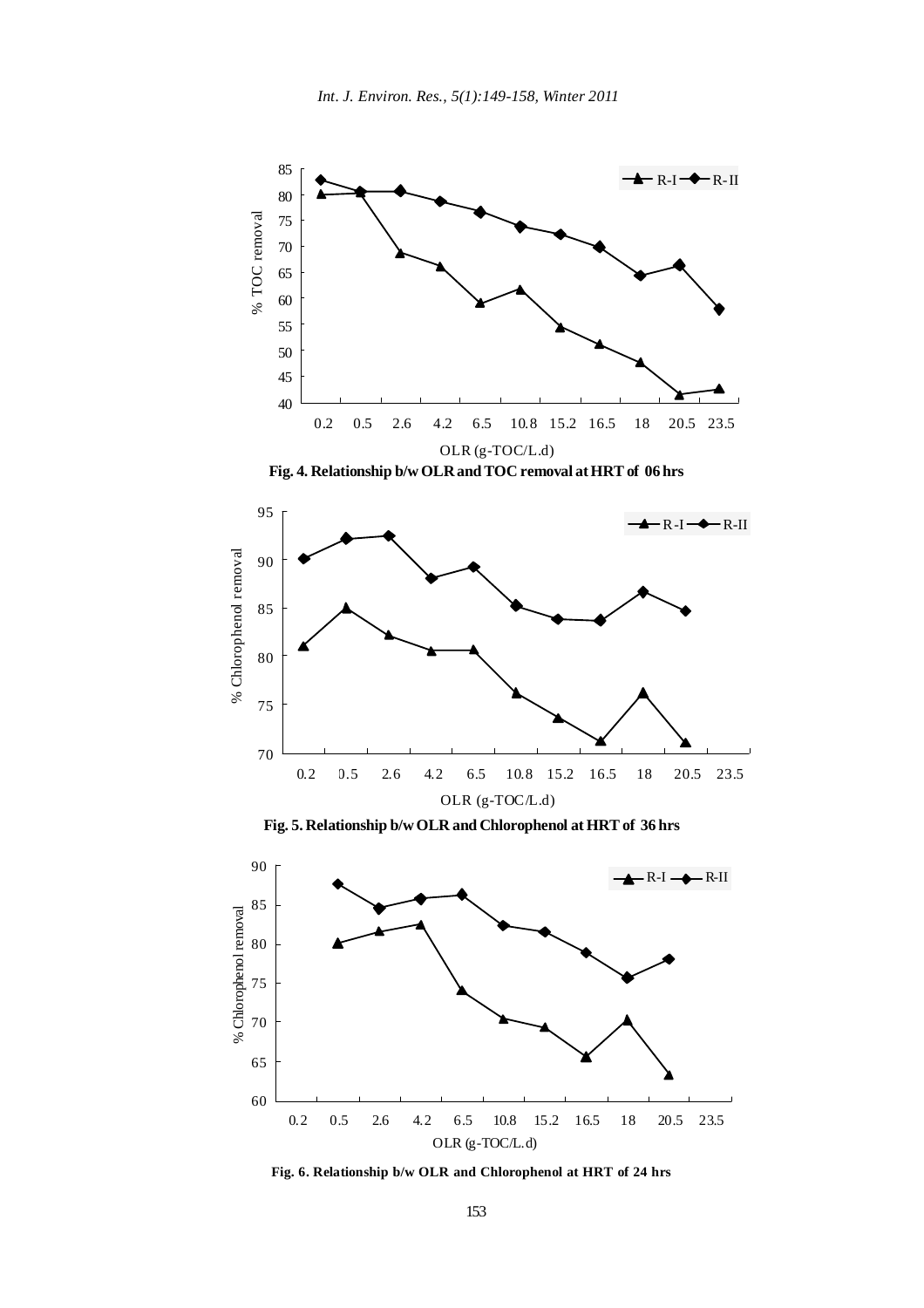**Fig. 4. Relationship b/w OLR and TOC removal at HRT of 06 hrs**

**Fig. 5. Relationship b/w OLR and Chlorophenol at HRT of 36 hrs**

**Fig. 6. Relationship b/w OLR and Chlorophenol at HRT of 24 hrs**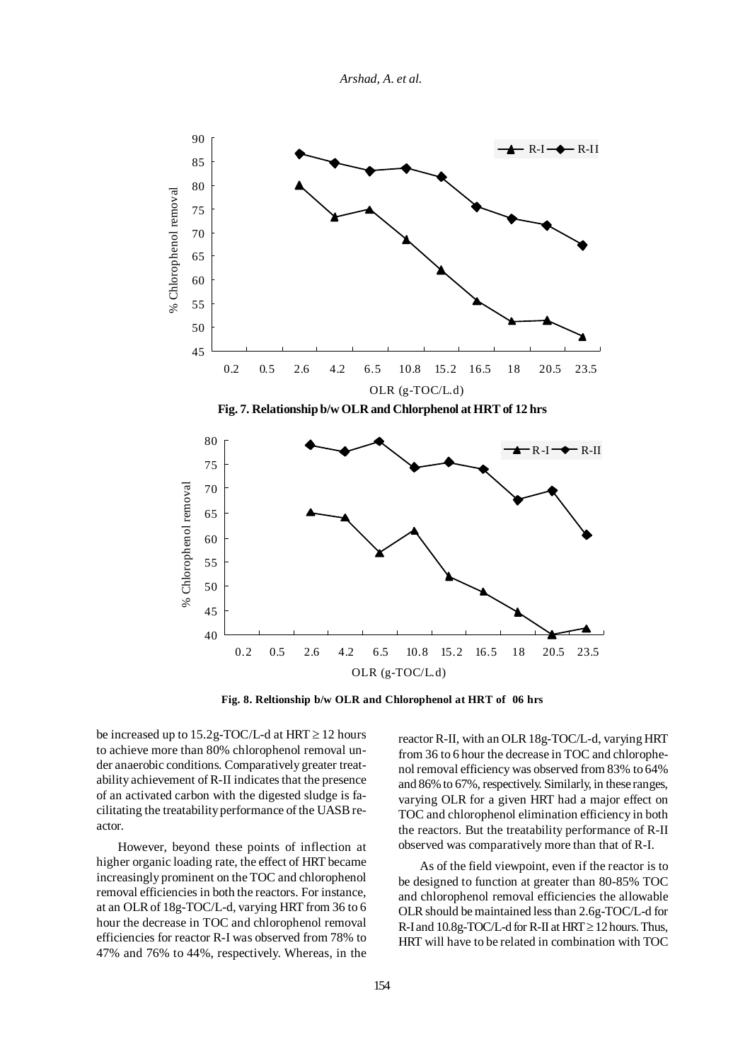Fig. 7. Relationship b/w OLR and Chlorphenol at HRT of 12 hrs

Fig. 8. Reltionship b/w OLR and Chlorophenol at HRT of 06 hrs

be increased up to 15.2g-TOC/L-d at HRT ≥ 12 hours to achieve more than 80% chlorophenol removal under anaerobic conditions. Comparatively greater treatability achievement of R-II indicates that the presence of an activated carbon with the digested sludge is facilitating the treatability performance of the UASB reactor.

However, beyond these points of inflection at higher organic loading rate, the effect of HRT became increasingly prominent on the TOC and chlorophenol removal efficiencies in both the reactors. For instance, at an OLR of 18g-TOC/L-d, varying HRT from 36 to 6 hour the decrease in TOC and chlorophenol removal efficiencies for reactor R-I was observed from 78% to 47% and 76% to 44%, respectively. Whereas, in the reactor R-II, with an OLR 18g-TOC/L-d, varying HRT from 36 to 6 hour the decrease in TOC and chlorophenol removal efficiency was observed from 83% to 64% and 86% to 67%, respectively. Similarly, in these ranges, varying OLR for a given HRT had a major effect on TOC and chlorophenol elimination efficiency in both the reactors. But the treatability performance of R-II observed was comparatively more than that of R-I.

As of the field viewpoint, even if the reactor is to be designed to function at greater than 80-85% TOC and chlorophenol removal efficiencies the allowable OLR should be maintained less than 2.6g-TOC/L-d for R-I and 10.8g-TOC/L-d for R-II at HRT ≥ 12 hours. Thus, HRT will have to be related in combination with TOC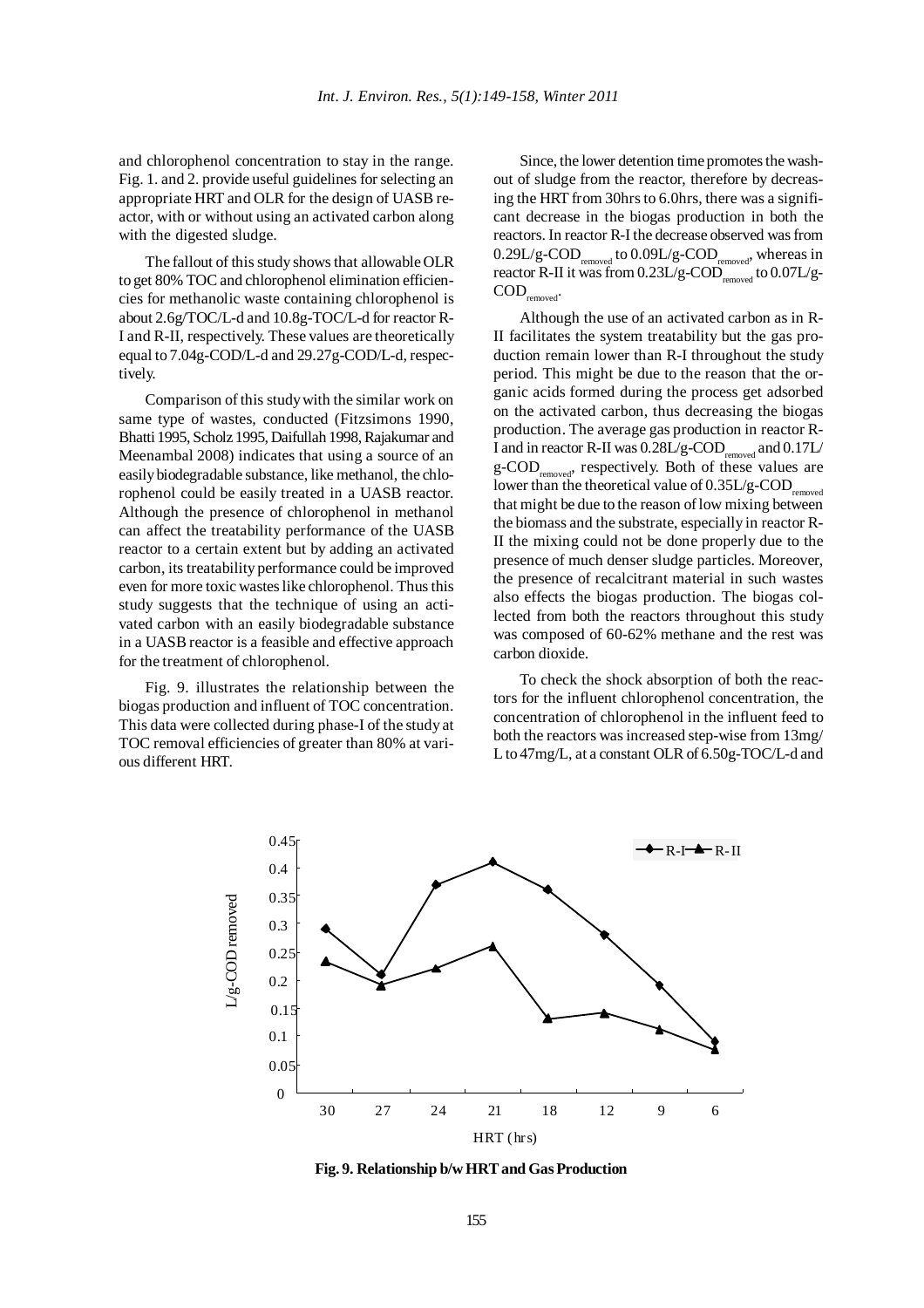and chlorophenol concentration to stay in the range. Fig. 1. and 2. provide useful guidelines for selecting an appropriate HRT and OLR for the design of UASB reactor, with or without using an activated carbon along with the digested sludge.

The fallout of this study shows that allowable OLR to get 80% TOC and chlorophenol elimination efficiencies for methanolic waste containing chlorophenol is about 2.6g/TOC/L-d and 10.8g-TOC/L-d for reactor R-I and R-II, respectively. These values are theoretically equal to 7.04g-COD/L-d and 29.27g-COD/L-d, respectively.

Comparison of this study with the similar work on same type of wastes, conducted (Fitzsimons 1990, Bhatti 1995, Scholz 1995, Daifullah 1998, Rajakumar and Meenambal 2008) indicates that using a source of an easily biodegradable substance, like methanol, the chlorophenol could be easily treated in a UASB reactor. Although the presence of chlorophenol in methanol can affect the treatability performance of the UASB reactor to a certain extent but by adding an activated carbon, its treatability performance could be improved even for more toxic wastes like chlorophenol. Thus this study suggests that the technique of using an activated carbon with an easily biodegradable substance in a UASB reactor is a feasible and effective approach for the treatment of chlorophenol.

Fig. 9. illustrates the relationship between the biogas production and influent of TOC concentration. This data were collected during phase-I of the study at TOC removal efficiencies of greater than 80% at various different HRT.

Since, the lower detention time promotes the wash-out of sludge from the reactor, therefore by decreasing the HRT from 30hrs to 6.0hrs, there was a significant decrease in the biogas production in both the reactors. In reactor R-I the decrease observed was from $0.29L/g\text{-}COD_{removed}$ to $0.09L/g\text{-}COD_{removed}$, whereas in reactor R-II it was from $0.23L/g\text{-}COD_{removed}$ to $0.07L/g\text{-}COD_{removed}$.

Although the use of an activated carbon as in R-II facilitates the system treatability but the gas production remain lower than R-I throughout the study period. This might be due to the reason that the organic acids formed during the process get adsorbed on the activated carbon, thus decreasing the biogas production. The average gas production in reactor R-I and in reactor R-II was $0.28L/g\text{-}COD_{removed}$ and $0.17L/g\text{-}COD_{removed}$, respectively. Both of these values are lower than the theoretical value of $0.35L/g\text{-}COD_{removed}$ that might be due to the reason of low mixing between the biomass and the substrate, especially in reactor R-II the mixing could not be done properly due to the presence of much denser sludge particles. Moreover, the presence of recalcitrant material in such wastes also effects the biogas production. The biogas collected from both the reactors throughout this study was composed of 60-62% methane and the rest was carbon dioxide.

To check the shock absorption of both the reactors for the influent chlorophenol concentration, the concentration of chlorophenol in the influent feed to both the reactors was increased step-wise from 13mg/L to 47mg/L, at a constant OLR of 6.50g-TOC/L-d and

**Fig. 9. Relationship b/w HRT and Gas Production**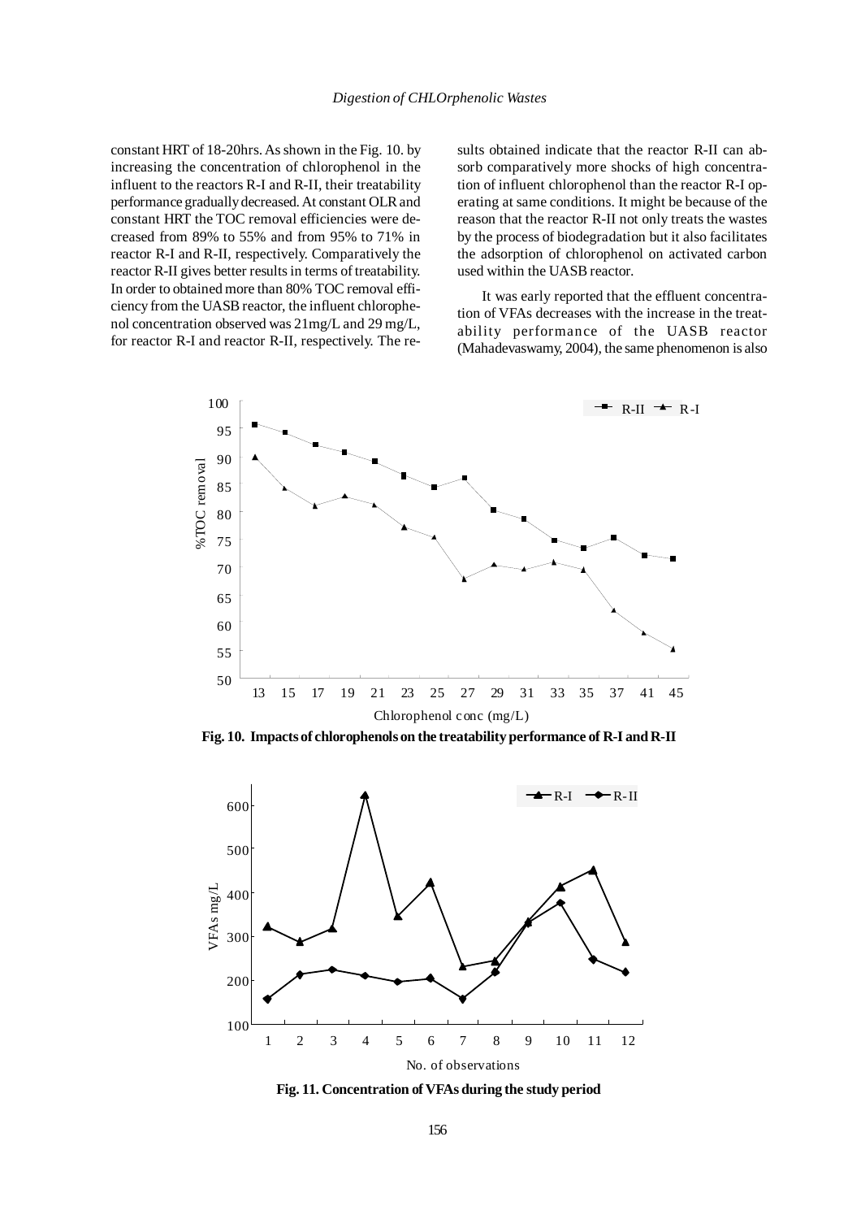constant HRT of 18-20hrs. As shown in the Fig. 10. by increasing the concentration of chlorophenol in the influent to the reactors R-I and R-II, their treatability performance gradually decreased. At constant OLR and constant HRT the TOC removal efficiencies were decreased from 89% to 55% and from 95% to 71% in reactor R-I and R-II, respectively. Comparatively the reactor R-II gives better results in terms of treatability. In order to obtained more than 80% TOC removal efficiency from the UASB reactor, the influent chlorophenol concentration observed was 21mg/L and 29 mg/L, for reactor R-I and reactor R-II, respectively. The results obtained indicate that the reactor R-II can absorb comparatively more shocks of high concentration of influent chlorophenol than the reactor R-I operating at same conditions. It might be because of the reason that the reactor R-II not only treats the wastes by the process of biodegradation but it also facilitates the adsorption of chlorophenol on activated carbon used within the UASB reactor.

It was early reported that the effluent concentration of VFAs decreases with the increase in the treatability performance of the UASB reactor (Mahadevaswamy, 2004), the same phenomenon is also

**Fig. 10. Impacts of chlorophenols on the treatability performance of R-I and R-II**

**Fig. 11. Concentration of VFAs during the study period**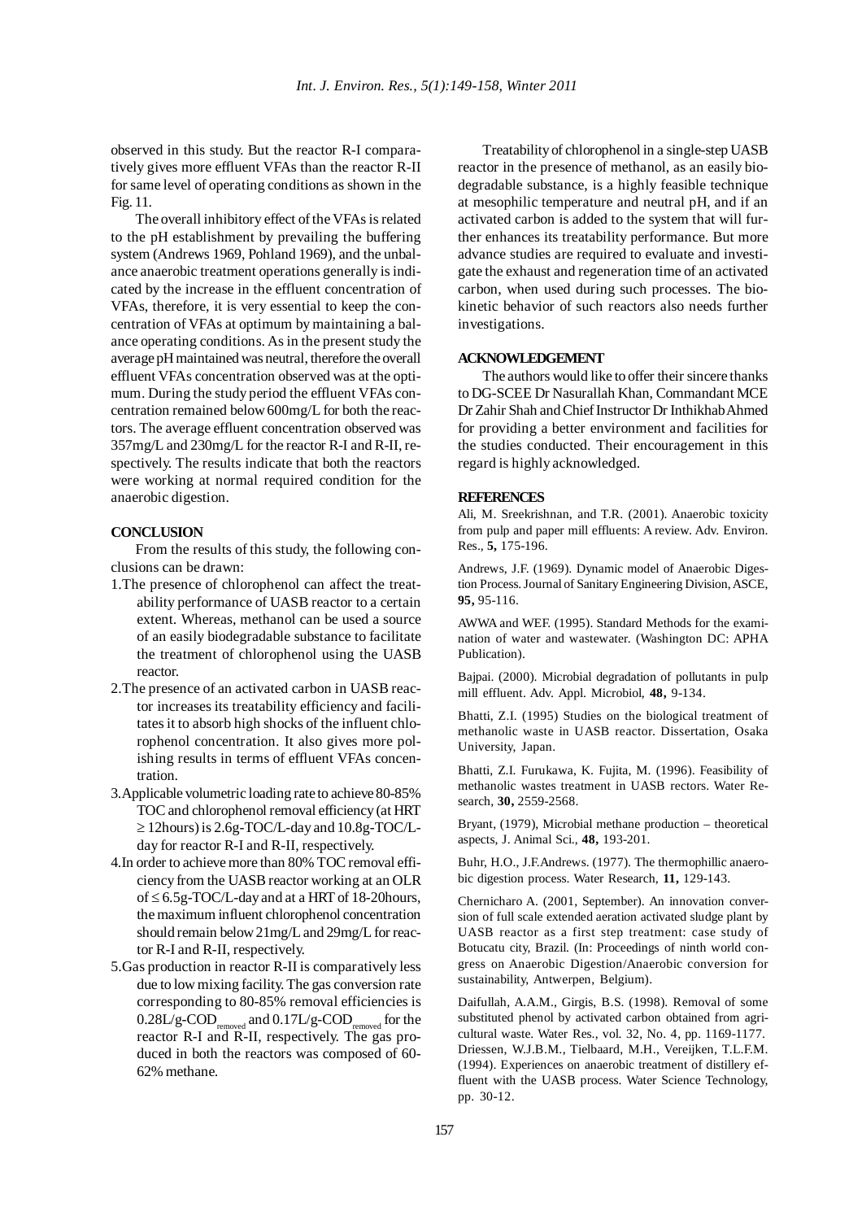observed in this study. But the reactor R-I comparatively gives more effluent VFAs than the reactor R-II for same level of operating conditions as shown in the Fig. 11.

The overall inhibitory effect of the VFAs is related to the pH establishment by prevailing the buffering system (Andrews 1969, Pohland 1969), and the unbalance anaerobic treatment operations generally is indicated by the increase in the effluent concentration of VFAs, therefore, it is very essential to keep the concentration of VFAs at optimum by maintaining a balance operating conditions. As in the present study the average pH maintained was neutral, therefore the overall effluent VFAs concentration observed was at the optimum. During the study period the effluent VFAs concentration remained below 600mg/L for both the reactors. The average effluent concentration observed was 357mg/L and 230mg/L for the reactor R-I and R-II, respectively. The results indicate that both the reactors were working at normal required condition for the anaerobic digestion.

## CONCLUSION

From the results of this study, the following conclusions can be drawn:

1. The presence of chlorophenol can affect the treatability performance of UASB reactor to a certain extent. Whereas, methanol can be used a source of an easily biodegradable substance to facilitate the treatment of chlorophenol using the UASB reactor.
2. The presence of an activated carbon in UASB reactor increases its treatability efficiency and facilitates it to absorb high shocks of the influent chlorophenol concentration. It also gives more polishing results in terms of effluent VFAs concentration.
3. Applicable volumetric loading rate to achieve 80-85% TOC and chlorophenol removal efficiency (at HRT $\geq$ 12hours) is 2.6g-TOC/L-day and 10.8g-TOC/L-day for reactor R-I and R-II, respectively.
4. In order to achieve more than 80% TOC removal efficiency from the UASB reactor working at an OLR of $\leq$ 6.5g-TOC/L-day and at a HRT of 18-20hours, the maximum influent chlorophenol concentration should remain below 21mg/L and 29mg/L for reactor R-I and R-II, respectively.
5. Gas production in reactor R-II is comparatively less due to low mixing facility. The gas conversion rate corresponding to 80-85% removal efficiencies is 0.28L/g-$COD_{removed}$ and 0.17L/g-$COD_{removed}$ for the reactor R-I and R-II, respectively. The gas produced in both the reactors was composed of 60-62% methane.

Treatability of chlorophenol in a single-step UASB reactor in the presence of methanol, as an easily biodegradable substance, is a highly feasible technique at mesophilic temperature and neutral pH, and if an activated carbon is added to the system that will further enhances its treatability performance. But more advance studies are required to evaluate and investigate the exhaust and regeneration time of an activated carbon, when used during such processes. The biokinetic behavior of such reactors also needs further investigations.

## ACKNOWLEDGEMENT

The authors would like to offer their sincere thanks to DG-SCEE Dr Nasurallah Khan, Commandant MCE Dr Zahir Shah and Chief Instructor Dr Inthikhab Ahmed for providing a better environment and facilities for the studies conducted. Their encouragement in this regard is highly acknowledged.

## REFERENCES

Ali, M. Sreekrishnan, and T.R. (2001). Anaerobic toxicity from pulp and paper mill effluents: A review. Adv. Environ. Res., **5,** 175-196.

Andrews, J.F. (1969). Dynamic model of Anaerobic Digestion Process. Journal of Sanitary Engineering Division, ASCE, **95,** 95-116.

AWWA and WEF. (1995). Standard Methods for the examination of water and wastewater. (Washington DC: APHA Publication).

Bajpai. (2000). Microbial degradation of pollutants in pulp mill effluent. Adv. Appl. Microbiol, **48,** 9-134.

Bhatti, Z.I. (1995) Studies on the biological treatment of methanolic waste in UASB reactor. Dissertation, Osaka University, Japan.

Bhatti, Z.I. Furukawa, K. Fujita, M. (1996). Feasibility of methanolic wastes treatment in UASB rectors. Water Research, **30,** 2559-2568.

Bryant, (1979), Microbial methane production – theoretical aspects, J. Animal Sci., **48,** 193-201.

Buhr, H.O., J.F.Andrews. (1977). The thermophillic anaerobic digestion process. Water Research, **11,** 129-143.

Chernicharo A. (2001, September). An innovation conversion of full scale extended aeration activated sludge plant by UASB reactor as a first step treatment: case study of Botucatu city, Brazil. (In: Proceedings of ninth world congress on Anaerobic Digestion/Anaerobic conversion for sustainability, Antwerpen, Belgium).

Daifullah, A.A.M., Girgis, B.S. (1998). Removal of some substituted phenol by activated carbon obtained from agricultural waste. Water Res., vol. 32, No. 4, pp. 1169-1177.

Driessen, W.J.B.M., Tielbaard, M.H., Vereijken, T.L.F.M. (1994). Experiences on anaerobic treatment of distillery effluent with the UASB process. Water Science Technology, pp. 30-12.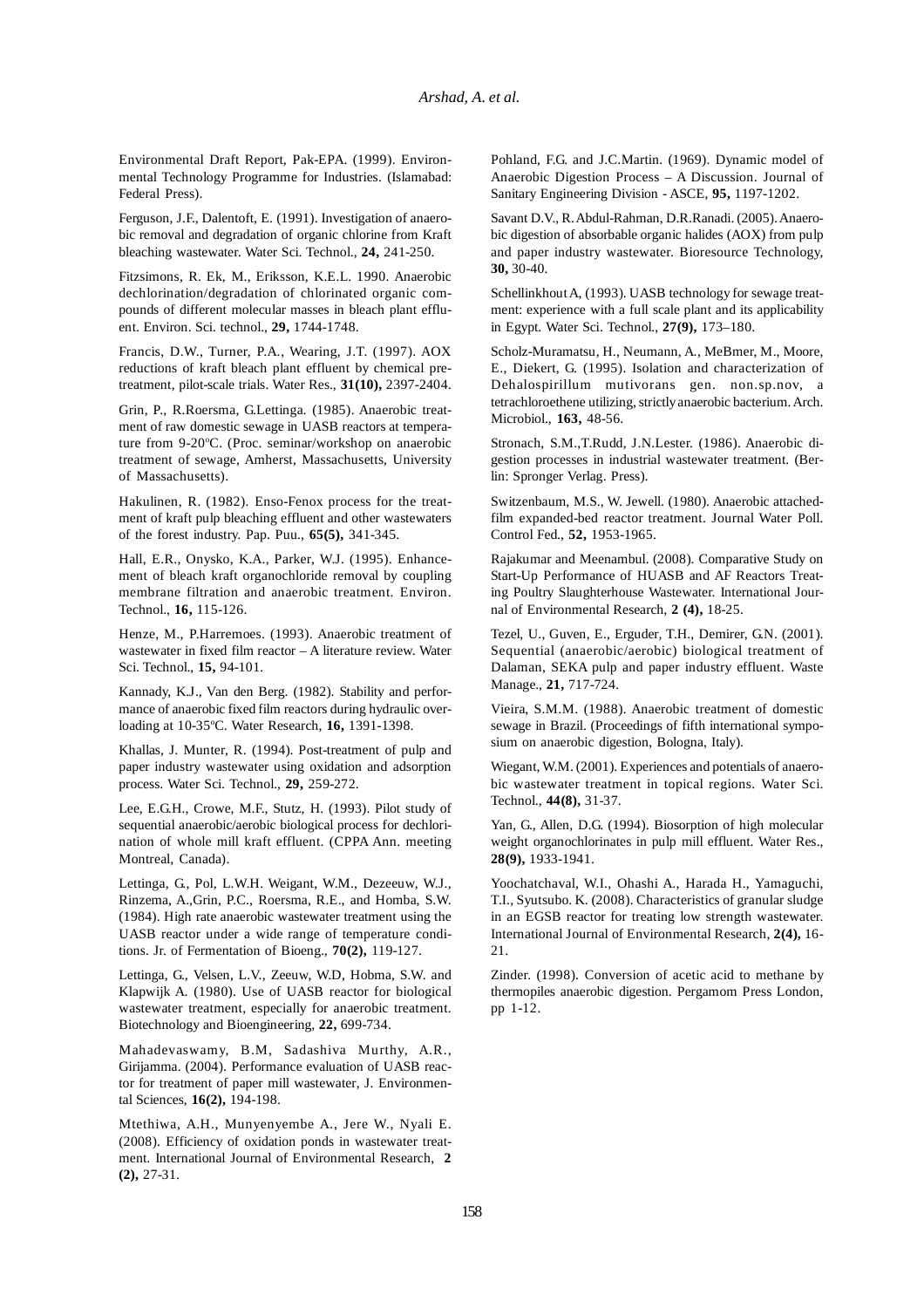Environmental Draft Report, Pak-EPA. (1999). Environmental Technology Programme for Industries. (Islamabad: Federal Press).

Ferguson, J.F., Dalentoft, E. (1991). Investigation of anaerobic removal and degradation of organic chlorine from Kraft bleaching wastewater. Water Sci. Technol., **24,** 241-250.

Fitzsimons, R. Ek, M., Eriksson, K.E.L. 1990. Anaerobic dechlorination/degradation of chlorinated organic compounds of different molecular masses in bleach plant effluent. Environ. Sci. technol., **29,** 1744-1748.

Francis, D.W., Turner, P.A., Wearing, J.T. (1997). AOX reductions of kraft bleach plant effluent by chemical pretreatment, pilot-scale trials. Water Res., **31(10),** 2397-2404.

Grin, P., R.Roersma, G.Lettinga. (1985). Anaerobic treatment of raw domestic sewage in UASB reactors at temperature from 9-20ºC. (Proc. seminar/workshop on anaerobic treatment of sewage, Amherst, Massachusetts, University of Massachusetts).

Hakulinen, R. (1982). Enso-Fenox process for the treatment of kraft pulp bleaching effluent and other wastewaters of the forest industry. Pap. Puu., **65(5),** 341-345.

Hall, E.R., Onysko, K.A., Parker, W.J. (1995). Enhancement of bleach kraft organochloride removal by coupling membrane filtration and anaerobic treatment. Environ. Technol., **16,** 115-126.

Henze, M., P.Harremoes. (1993). Anaerobic treatment of wastewater in fixed film reactor – A literature review. Water Sci. Technol., **15,** 94-101.

Kannady, K.J., Van den Berg. (1982). Stability and performance of anaerobic fixed film reactors during hydraulic overloading at 10-35ºC. Water Research, **16,** 1391-1398.

Khallas, J. Munter, R. (1994). Post-treatment of pulp and paper industry wastewater using oxidation and adsorption process. Water Sci. Technol., **29,** 259-272.

Lee, E.G.H., Crowe, M.F., Stutz, H. (1993). Pilot study of sequential anaerobic/aerobic biological process for dechlorination of whole mill kraft effluent. (CPPA Ann. meeting Montreal, Canada).

Lettinga, G., Pol, L.W.H. Weigant, W.M., Dezeeuw, W.J., Rinzema, A.,Grin, P.C., Roersma, R.E., and Homba, S.W. (1984). High rate anaerobic wastewater treatment using the UASB reactor under a wide range of temperature conditions. Jr. of Fermentation of Bioeng., **70(2),** 119-127.

Lettinga, G., Velsen, L.V., Zeeuw, W.D, Hobma, S.W. and Klapwijk A. (1980). Use of UASB reactor for biological wastewater treatment, especially for anaerobic treatment. Biotechnology and Bioengineering, **22,** 699-734.

Mahadevaswamy, B.M, Sadashiva Murthy, A.R., Girijamma. (2004). Performance evaluation of UASB reactor for treatment of paper mill wastewater, J. Environmental Sciences, **16(2),** 194-198.

Mtethiwa, A.H., Munyenyembe A., Jere W., Nyali E. (2008). Efficiency of oxidation ponds in wastewater treatment. International Journal of Environmental Research, **2 (2),** 27-31.

Pohland, F.G. and J.C.Martin. (1969). Dynamic model of Anaerobic Digestion Process – A Discussion. Journal of Sanitary Engineering Division - ASCE, **95,** 1197-1202.

Savant D.V., R.Abdul-Rahman, D.R.Ranadi. (2005). Anaerobic digestion of absorbable organic halides (AOX) from pulp and paper industry wastewater. Bioresource Technology, **30,** 30-40.

Schellinkhout A, (1993). UASB technology for sewage treatment: experience with a full scale plant and its applicability in Egypt. Water Sci. Technol., **27(9),** 173–180.

Scholz-Muramatsu, H., Neumann, A., MeBmer, M., Moore, E., Diekert, G. (1995). Isolation and characterization of Dehalospirillum mutivorans gen. non.sp.nov, a tetrachloroethene utilizing, strictly anaerobic bacterium. Arch. Microbiol., **163,** 48-56.

Stronach, S.M.,T.Rudd, J.N.Lester. (1986). Anaerobic digestion processes in industrial wastewater treatment. (Berlin: Spronger Verlag. Press).

Switzenbaum, M.S., W. Jewell. (1980). Anaerobic attached-film expanded-bed reactor treatment. Journal Water Poll. Control Fed., **52,** 1953-1965.

Rajakumar and Meenambul. (2008). Comparative Study on Start-Up Performance of HUASB and AF Reactors Treating Poultry Slaughterhouse Wastewater. International Journal of Environmental Research, **2 (4),** 18-25.

Tezel, U., Guven, E., Erguder, T.H., Demirer, G.N. (2001). Sequential (anaerobic/aerobic) biological treatment of Dalaman, SEKA pulp and paper industry effluent. Waste Manage., **21,** 717-724.

Vieira, S.M.M. (1988). Anaerobic treatment of domestic sewage in Brazil. (Proceedings of fifth international symposium on anaerobic digestion, Bologna, Italy).

Wiegant, W.M. (2001). Experiences and potentials of anaerobic wastewater treatment in topical regions. Water Sci. Technol., **44(8),** 31-37.

Yan, G., Allen, D.G. (1994). Biosorption of high molecular weight organochlorinates in pulp mill effluent. Water Res., **28(9),** 1933-1941.

Yoochatchaval, W.I., Ohashi A., Harada H., Yamaguchi, T.I., Syutsubo. K. (2008). Characteristics of granular sludge in an EGSB reactor for treating low strength wastewater. International Journal of Environmental Research, **2(4),** 16-21.

Zinder. (1998). Conversion of acetic acid to methane by thermopiles anaerobic digestion. Pergamom Press London, pp 1-12.